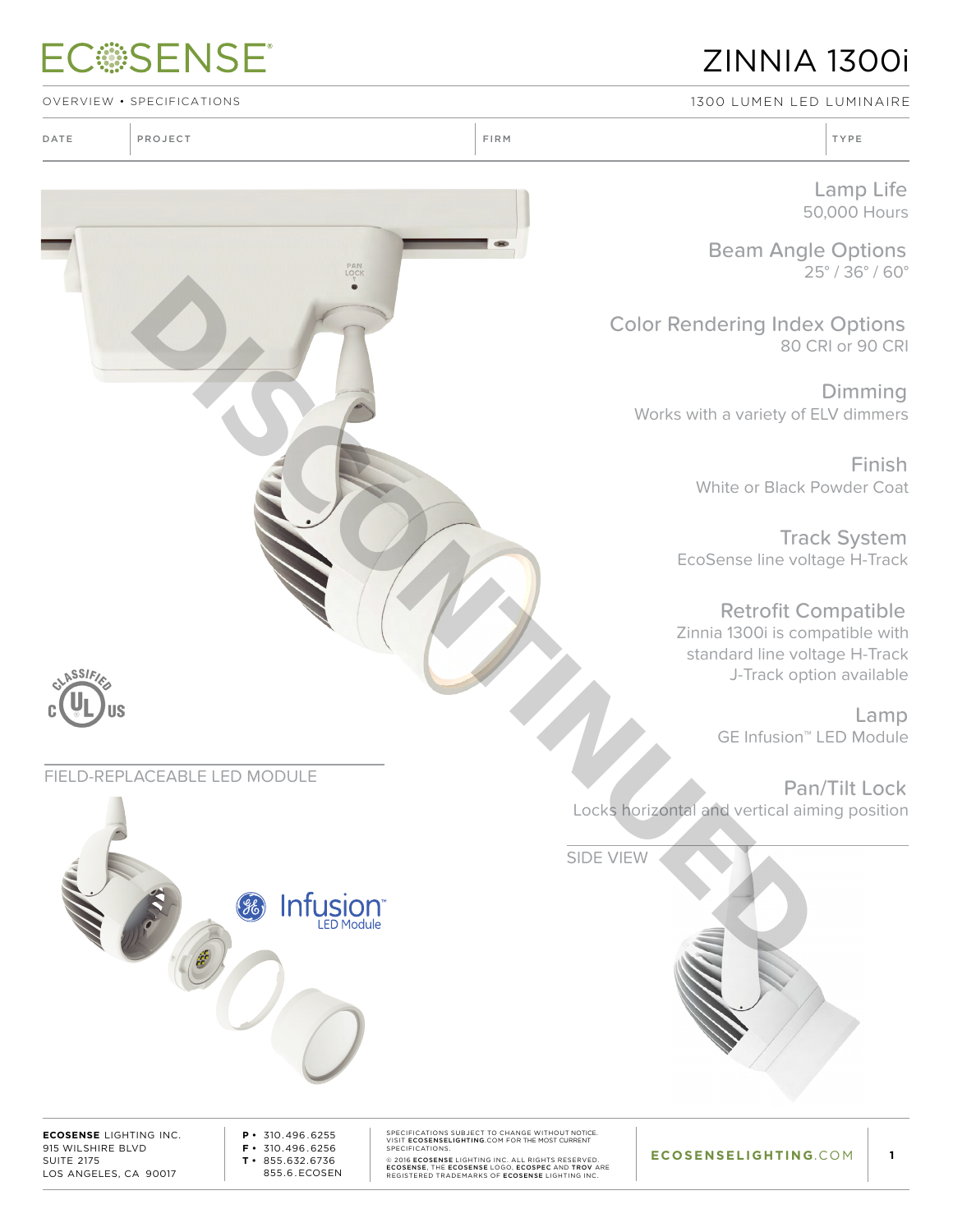# ECOSENSE

# ZINNIA 1300i

OVERVIEW • SPECIFICATIONS

1300 LUMEN LED LUMINAIRE

| DATE | PROJECT | FIRM | TYPE |
|---|---|---|---|
| | | | |

DISCONTINUED

PAN LOCK

### Lamp Life
50,000 Hours

### Beam Angle Options
25° / 36° / 60°

### Color Rendering Index Options
80 CRI or 90 CRI

### Dimming
Works with a variety of ELV dimmers

### Finish
White or Black Powder Coat

### Track System
EcoSense line voltage H-Track

### Retrofit Compatible
Zinnia 1300i is compatible with standard line voltage H-Track
J-Track option available

### Lamp
GE Infusion™ LED Module

### Pan/Tilt Lock
Locks horizontal and vertical aiming position

CLASSIFIED c UL US

FIELD-REPLACEABLE LED MODULE

GE Infusion™ LED Module

SIDE VIEW

**ECOSENSE** LIGHTING INC.
915 WILSHIRE BLVD
SUITE 2175
LOS ANGELES, CA 90017

P • 310.496.6255
F • 310.496.6256
T • 855.632.6736
855.6.ECOSEN

SPECIFICATIONS SUBJECT TO CHANGE WITHOUT NOTICE. VISIT **ECOSENSELIGHTING**.COM FOR THE MOST CURRENT SPECIFICATIONS.

© 2016 **ECOSENSE** LIGHTING INC. ALL RIGHTS RESERVED. **ECOSENSE**, THE **ECOSENSE** LOGO, **ECOSPEC** AND **TROV** ARE REGISTERED TRADEMARKS OF **ECOSENSE** LIGHTING INC.

**ECOSENSELIGHTING**.COM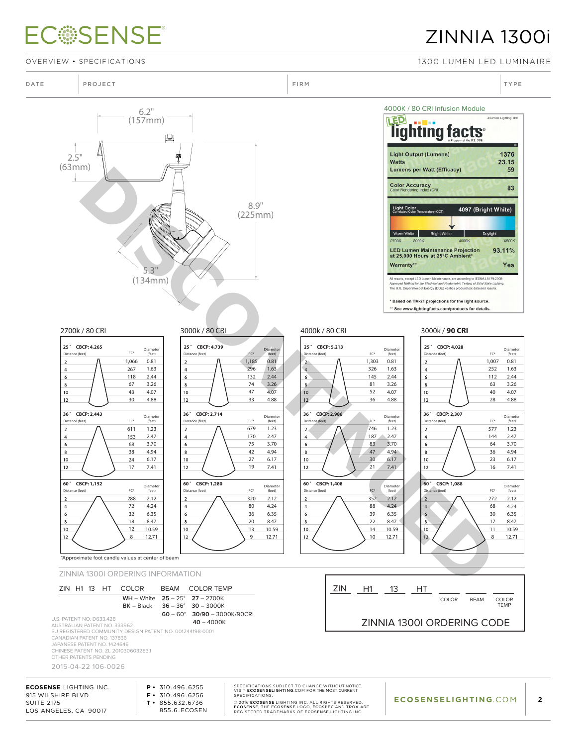# ECOSENSE

# ZINNIA 1300i

OVERVIEW • SPECIFICATIONS

1300 LUMEN LED LUMINAIRE

| DATE | PROJECT | FIRM | TYPE |
|---|---|---|---|
| | | | |

DISCONTINUED

6.2" (157mm)

2.5" (63mm)

8.9" (225mm)

5.3" (134mm)

PAN LOCK

## 4000K / 80 CRI Infusion Module

**LED lighting facts**

A Program of the U.S. DOE

Journee Lighting, Inc.

| | |
|---|---|
| Light Output (Lumens) | 1376 |
| Watts | 23.15 |
| Lumens per Watt (Efficacy) | 59 |
| Color Accuracy (Color Rendering Index (CRI)) | 83 |
| Light Color (Correlated Color Temperature (CCT)) | 4097 (Bright White) |
| LED Lumen Maintenance Projection at 25,000 Hours at 25°C Ambient* | 93.11% |
| Warranty** | Yes |

Warm White · Bright White · Daylight
2700K · 3000K · 4500K · 6500K

All results, except LED Lumen Maintenance, are according to IESNA LM-79-2008: Approved Method for the Electrical and Photometric Testing of Solid-State Lighting. The U.S. Department of Energy (DOE) verifies product test data and results.

* Based on TM-21 projections for the light source.

** See www.lightingfacts.com/products for details.

## Photometrics

### 2700k / 80 CRI

| 25° CBCP: 4,265 — Distance (feet) | FC* | Diameter (feet) |
|---|---|---|
| 2 | 1,066 | 0.81 |
| 4 | 267 | 1.63 |
| 6 | 118 | 2.44 |
| 8 | 67 | 3.26 |
| 10 | 43 | 4.07 |
| 12 | 30 | 4.88 |

| 36° CBCP: 2,443 — Distance (feet) | FC* | Diameter (feet) |
|---|---|---|
| 2 | 611 | 1.23 |
| 4 | 153 | 2.47 |
| 6 | 68 | 3.70 |
| 8 | 38 | 4.94 |
| 10 | 24 | 6.17 |
| 12 | 17 | 7.41 |

| 60° CBCP: 1,152 — Distance (feet) | FC* | Diameter (feet) |
|---|---|---|
| 2 | 288 | 2.12 |
| 4 | 72 | 4.24 |
| 6 | 32 | 6.35 |
| 8 | 18 | 8.47 |
| 10 | 12 | 10.59 |
| 12 | 8 | 12.71 |

### 3000k / 80 CRI

| 25° CBCP: 4,739 — Distance (feet) | FC* | Diameter (feet) |
|---|---|---|
| 2 | 1,185 | 0.81 |
| 4 | 296 | 1.63 |
| 6 | 132 | 2.44 |
| 8 | 74 | 3.26 |
| 10 | 47 | 4.07 |
| 12 | 33 | 4.88 |

| 36° CBCP: 2,714 — Distance (feet) | FC* | Diameter (feet) |
|---|---|---|
| 2 | 679 | 1.23 |
| 4 | 170 | 2.47 |
| 6 | 75 | 3.70 |
| 8 | 42 | 4.94 |
| 10 | 27 | 6.17 |
| 12 | 19 | 7.41 |

| 60° CBCP: 1,280 — Distance (feet) | FC* | Diameter (feet) |
|---|---|---|
| 2 | 320 | 2.12 |
| 4 | 80 | 4.24 |
| 6 | 36 | 6.35 |
| 8 | 20 | 8.47 |
| 10 | 13 | 10.59 |
| 12 | 9 | 12.71 |

### 4000k / 80 CRI

| 25° CBCP: 5,213 — Distance (feet) | FC* | Diameter (feet) |
|---|---|---|
| 2 | 1,303 | 0.81 |
| 4 | 326 | 1.63 |
| 6 | 145 | 2.44 |
| 8 | 81 | 3.26 |
| 10 | 52 | 4.07 |
| 12 | 36 | 4.88 |

| 36° CBCP: 2,986 — Distance (feet) | FC* | Diameter (feet) |
|---|---|---|
| 2 | 746 | 1.23 |
| 4 | 187 | 2.47 |
| 6 | 83 | 3.70 |
| 8 | 47 | 4.94 |
| 10 | 30 | 6.17 |
| 12 | 21 | 7.41 |

| 60° CBCP: 1,408 — Distance (feet) | FC* | Diameter (feet) |
|---|---|---|
| 2 | 352 | 2.12 |
| 4 | 88 | 4.24 |
| 6 | 39 | 6.35 |
| 8 | 22 | 8.47 |
| 10 | 14 | 10.59 |
| 12 | 10 | 12.71 |

### 3000k / **90 CRI**

| 25° CBCP: 4,028 — Distance (feet) | FC* | Diameter (feet) |
|---|---|---|
| 2 | 1,007 | 0.81 |
| 4 | 252 | 1.63 |
| 6 | 112 | 2.44 |
| 8 | 63 | 3.26 |
| 10 | 40 | 4.07 |
| 12 | 28 | 4.88 |

| 36° CBCP: 2,307 — Distance (feet) | FC* | Diameter (feet) |
|---|---|---|
| 2 | 577 | 1.23 |
| 4 | 144 | 2.47 |
| 6 | 64 | 3.70 |
| 8 | 36 | 4.94 |
| 10 | 23 | 6.17 |
| 12 | 16 | 7.41 |

| 60° CBCP: 1,088 — Distance (feet) | FC* | Diameter (feet) |
|---|---|---|
| 2 | 272 | 2.12 |
| 4 | 68 | 4.24 |
| 6 | 30 | 6.35 |
| 8 | 17 | 8.47 |
| 10 | 11 | 10.59 |
| 12 | 8 | 12.71 |

*Approximate foot candle values at center of beam

## ZINNIA 1300I ORDERING INFORMATION

| ZIN H1 13 HT | COLOR | BEAM | COLOR TEMP |
|---|---|---|---|
| | **WH** – White | **25** – 25° | **27** – 2700K |
| | **BK** – Black | **36** – 36° | **30** – 3000K |
| | | **60** – 60° | **30/90** – 3000K/90CRI |
| | | | **40** – 4000K |

ZIN · H1 · 13 · HT · ____ COLOR · ____ BEAM · ____ COLOR TEMP

ZINNIA 1300I ORDERING CODE

U.S. PATENT NO. D633,428
AUSTRALIAN PATENT NO. 333962
EU REGISTERED COMMUNITY DESIGN PATENT NO. 001244198-0001
CANADIAN PATENT NO. 137836
JAPANESE PATENT NO. 1424646
CHINESE PATENT NO. ZL 201030603283.1
OTHER PATENTS PENDING

2015-04-22 106-0026

**ECOSENSE** LIGHTING INC.
915 WILSHIRE BLVD
SUITE 2175
LOS ANGELES, CA 90017

**P** • 310.496.6255
**F** • 310.496.6256
**T** • 855.632.6736
855.6.ECOSEN

SPECIFICATIONS SUBJECT TO CHANGE WITHOUT NOTICE. VISIT **ECOSENSELIGHTING**.COM FOR THE MOST CURRENT SPECIFICATIONS.

© 2016 **ECOSENSE** LIGHTING INC. ALL RIGHTS RESERVED. **ECOSENSE**, THE **ECOSENSE** LOGO, **ECOSPEC** AND **TROV** ARE REGISTERED TRADEMARKS OF **ECOSENSE** LIGHTING INC.

**ECOSENSELIGHTING**.COM